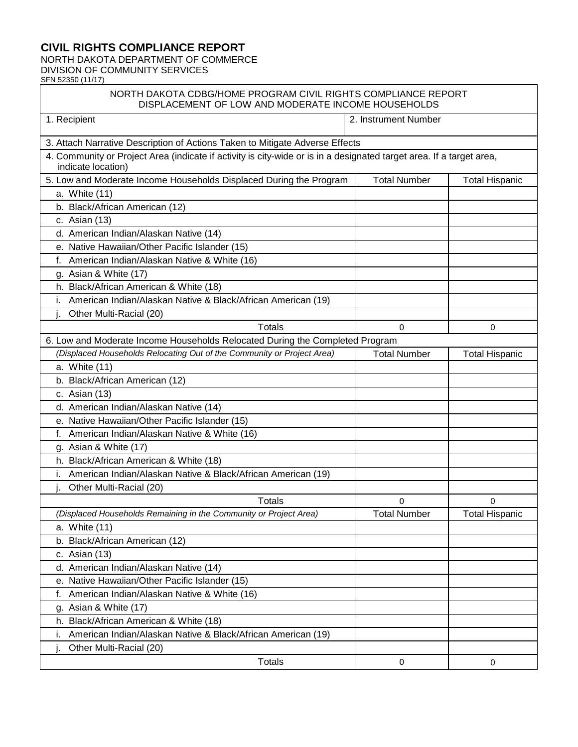# CIVIL RIGHTS COMPLIANCE REPORT

NORTH DAKOTA DEPARTMENT OF COMMERCE
DIVISION OF COMMUNITY SERVICES
SFN 52350 (11/17)

## NORTH DAKOTA CDBG/HOME PROGRAM CIVIL RIGHTS COMPLIANCE REPORT
## DISPLACEMENT OF LOW AND MODERATE INCOME HOUSEHOLDS

| 1. Recipient | 2. Instrument Number |
|---|---|
| | |

3. Attach Narrative Description of Actions Taken to Mitigate Adverse Effects

4. Community or Project Area (indicate if activity is city-wide or is in a designated target area. If a target area, indicate location)

| 5. Low and Moderate Income Households Displaced During the Program | Total Number | Total Hispanic |
|---|---|---|
| a. White (11) | | |
| b. Black/African American (12) | | |
| c. Asian (13) | | |
| d. American Indian/Alaskan Native (14) | | |
| e. Native Hawaiian/Other Pacific Islander (15) | | |
| f. American Indian/Alaskan Native & White (16) | | |
| g. Asian & White (17) | | |
| h. Black/African American & White (18) | | |
| i. American Indian/Alaskan Native & Black/African American (19) | | |
| j. Other Multi-Racial (20) | | |
| Totals | 0 | 0 |

6. Low and Moderate Income Households Relocated During the Completed Program

| *(Displaced Households Relocating Out of the Community or Project Area)* | Total Number | Total Hispanic |
|---|---|---|
| a. White (11) | | |
| b. Black/African American (12) | | |
| c. Asian (13) | | |
| d. American Indian/Alaskan Native (14) | | |
| e. Native Hawaiian/Other Pacific Islander (15) | | |
| f. American Indian/Alaskan Native & White (16) | | |
| g. Asian & White (17) | | |
| h. Black/African American & White (18) | | |
| i. American Indian/Alaskan Native & Black/African American (19) | | |
| j. Other Multi-Racial (20) | | |
| Totals | 0 | 0 |

| *(Displaced Households Remaining in the Community or Project Area)* | Total Number | Total Hispanic |
|---|---|---|
| a. White (11) | | |
| b. Black/African American (12) | | |
| c. Asian (13) | | |
| d. American Indian/Alaskan Native (14) | | |
| e. Native Hawaiian/Other Pacific Islander (15) | | |
| f. American Indian/Alaskan Native & White (16) | | |
| g. Asian & White (17) | | |
| h. Black/African American & White (18) | | |
| i. American Indian/Alaskan Native & Black/African American (19) | | |
| j. Other Multi-Racial (20) | | |
| Totals | 0 | 0 |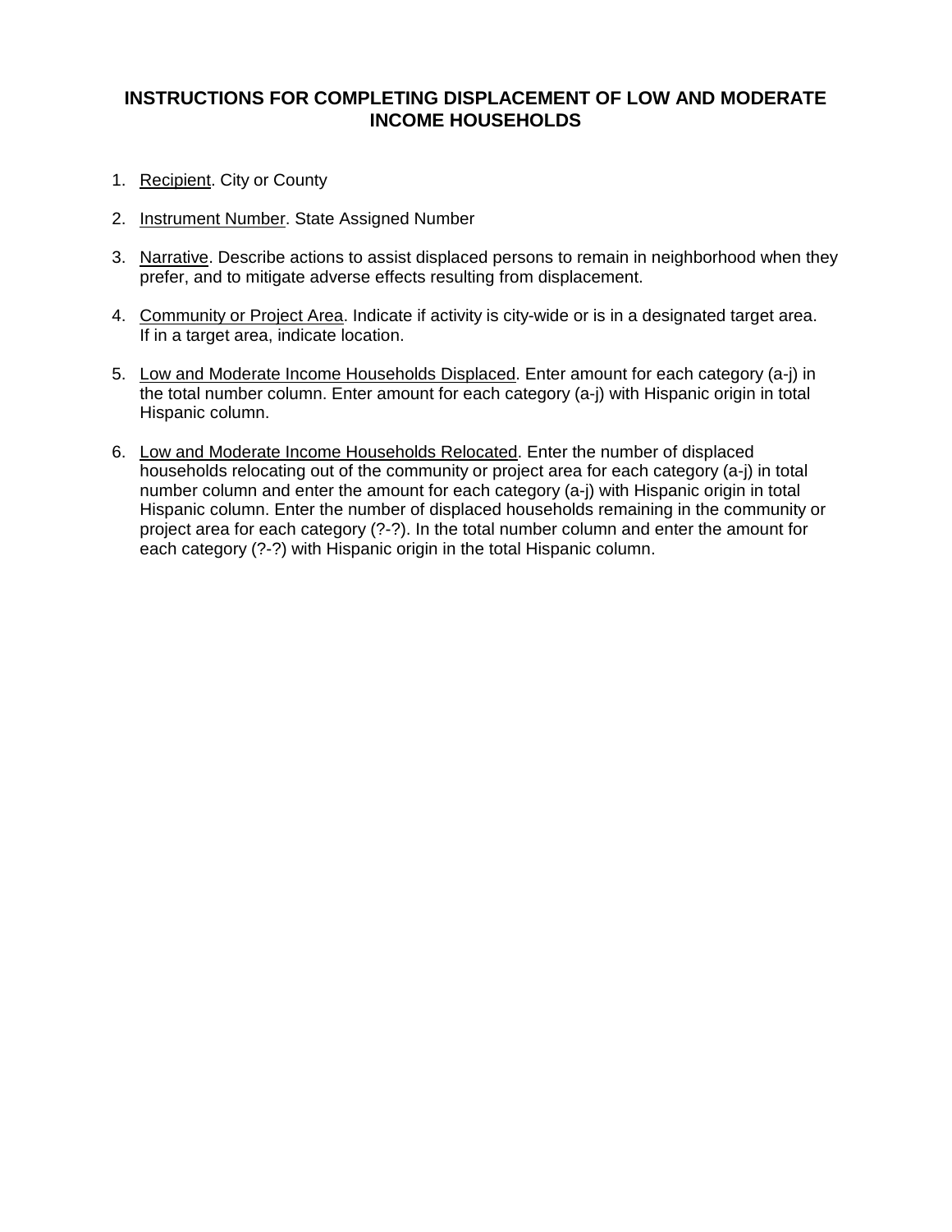# INSTRUCTIONS FOR COMPLETING DISPLACEMENT OF LOW AND MODERATE INCOME HOUSEHOLDS

1. Recipient. City or County

2. Instrument Number. State Assigned Number

3. Narrative. Describe actions to assist displaced persons to remain in neighborhood when they prefer, and to mitigate adverse effects resulting from displacement.

4. Community or Project Area. Indicate if activity is city-wide or is in a designated target area. If in a target area, indicate location.

5. Low and Moderate Income Households Displaced. Enter amount for each category (a-j) in the total number column. Enter amount for each category (a-j) with Hispanic origin in total Hispanic column.

6. Low and Moderate Income Households Relocated. Enter the number of displaced households relocating out of the community or project area for each category (a-j) in total number column and enter the amount for each category (a-j) with Hispanic origin in total Hispanic column. Enter the number of displaced households remaining in the community or project area for each category (?-?). In the total number column and enter the amount for each category (?-?) with Hispanic origin in the total Hispanic column.